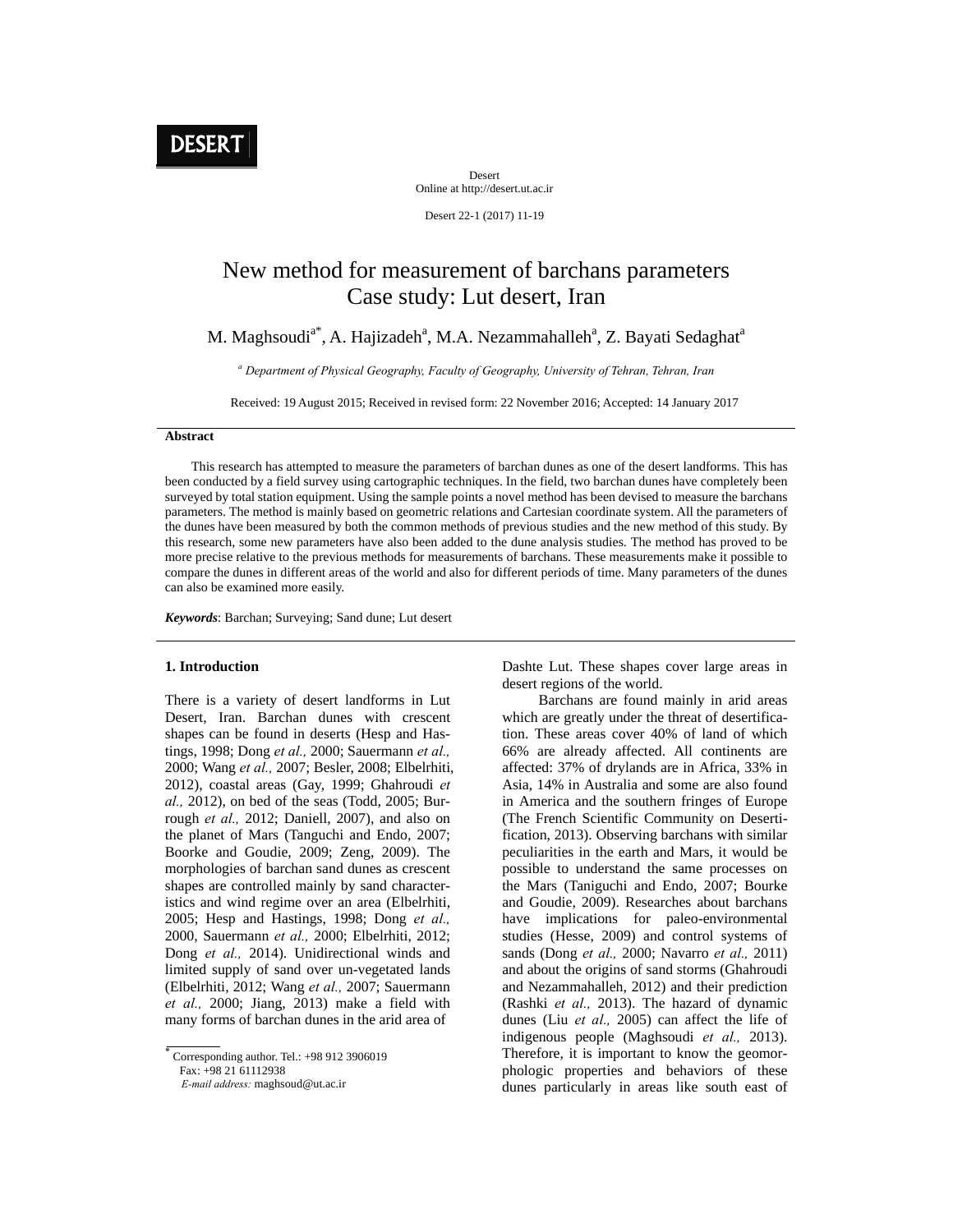# New method for measurement of barchans parameters Case study: Lut desert, Iran

M. Maghsoudi[a*], A. Hajizadeh[a], M.A. Nezammahalleh[a], Z. Bayati Sedaghat[a]

[a] *Department of Physical Geography, Faculty of Geography, University of Tehran, Tehran, Iran*

Received: 19 August 2015; Received in revised form: 22 November 2016; Accepted: 14 January 2017

## Abstract

This research has attempted to measure the parameters of barchan dunes as one of the desert landforms. This has been conducted by a field survey using cartographic techniques. In the field, two barchan dunes have completely been surveyed by total station equipment. Using the sample points a novel method has been devised to measure the barchans parameters. The method is mainly based on geometric relations and Cartesian coordinate system. All the parameters of the dunes have been measured by both the common methods of previous studies and the new method of this study. By this research, some new parameters have also been added to the dune analysis studies. The method has proved to be more precise relative to the previous methods for measurements of barchans. These measurements make it possible to compare the dunes in different areas of the world and also for different periods of time. Many parameters of the dunes can also be examined more easily.

***Keywords***: Barchan; Surveying; Sand dune; Lut desert

## 1. Introduction

There is a variety of desert landforms in Lut Desert, Iran. Barchan dunes with crescent shapes can be found in deserts (Hesp and Hastings, 1998; Dong *et al.,* 2000; Sauermann *et al.,* 2000; Wang *et al.,* 2007; Besler, 2008; Elbelrhiti, 2012), coastal areas (Gay, 1999; Ghahroudi *et al.,* 2012), on bed of the seas (Todd, 2005; Burrough *et al.,* 2012; Daniell, 2007), and also on the planet of Mars (Tanguchi and Endo, 2007; Boorke and Goudie, 2009; Zeng, 2009). The morphologies of barchan sand dunes as crescent shapes are controlled mainly by sand characteristics and wind regime over an area (Elbelrhiti, 2005; Hesp and Hastings, 1998; Dong *et al.,* 2000, Sauermann *et al.,* 2000; Elbelrhiti, 2012; Dong *et al.,* 2014). Unidirectional winds and limited supply of sand over un-vegetated lands (Elbelrhiti, 2012; Wang *et al.,* 2007; Sauermann *et al.,* 2000; Jiang, 2013) make a field with many forms of barchan dunes in the arid area of Dashte Lut. These shapes cover large areas in desert regions of the world.

Barchans are found mainly in arid areas which are greatly under the threat of desertification. These areas cover 40% of land of which 66% are already affected. All continents are affected: 37% of drylands are in Africa, 33% in Asia, 14% in Australia and some are also found in America and the southern fringes of Europe (The French Scientific Community on Desertification, 2013). Observing barchans with similar peculiarities in the earth and Mars, it would be possible to understand the same processes on the Mars (Taniguchi and Endo, 2007; Bourke and Goudie, 2009). Researches about barchans have implications for paleo-environmental studies (Hesse, 2009) and control systems of sands (Dong *et al.,* 2000; Navarro *et al.,* 2011) and about the origins of sand storms (Ghahroudi and Nezammahalleh, 2012) and their prediction (Rashki *et al.,* 2013). The hazard of dynamic dunes (Liu *et al.,* 2005) can affect the life of indigenous people (Maghsoudi *et al.,* 2013). Therefore, it is important to know the geomorphologic properties and behaviors of these dunes particularly in areas like south east of

---

[*] Corresponding author. Tel.: +98 912 3906019
Fax: +98 21 61112938
*E-mail address:* maghsoud@ut.ac.ir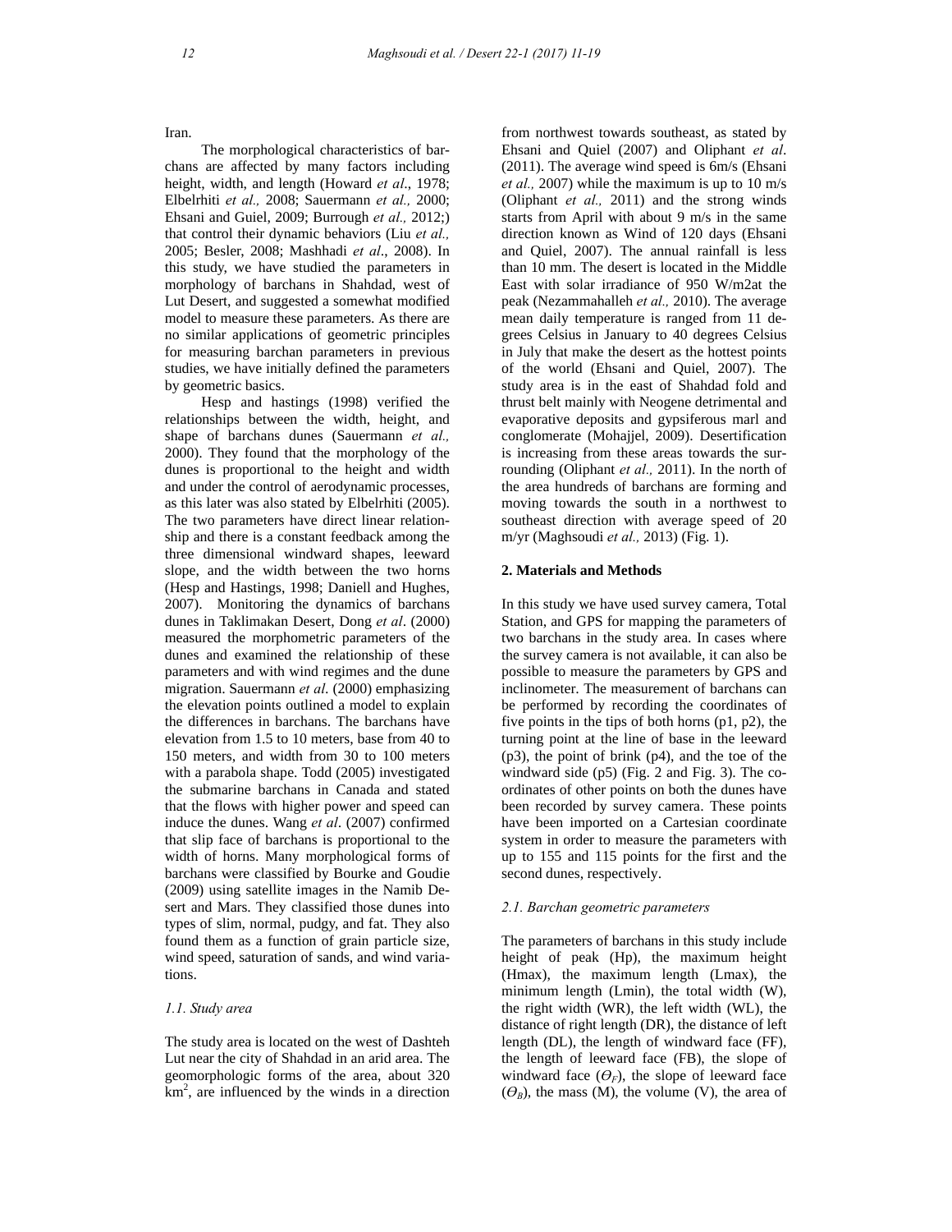Iran.

The morphological characteristics of barchans are affected by many factors including height, width, and length (Howard *et al*., 1978; Elbelrhiti *et al.,* 2008; Sauermann *et al.,* 2000; Ehsani and Guiel, 2009; Burrough *et al.,* 2012;) that control their dynamic behaviors (Liu *et al.,* 2005; Besler, 2008; Mashhadi *et al*., 2008). In this study, we have studied the parameters in morphology of barchans in Shahdad, west of Lut Desert, and suggested a somewhat modified model to measure these parameters. As there are no similar applications of geometric principles for measuring barchan parameters in previous studies, we have initially defined the parameters by geometric basics.

Hesp and hastings (1998) verified the relationships between the width, height, and shape of barchans dunes (Sauermann *et al.,* 2000). They found that the morphology of the dunes is proportional to the height and width and under the control of aerodynamic processes, as this later was also stated by Elbelrhiti (2005). The two parameters have direct linear relationship and there is a constant feedback among the three dimensional windward shapes, leeward slope, and the width between the two horns (Hesp and Hastings, 1998; Daniell and Hughes, 2007). Monitoring the dynamics of barchans dunes in Taklimakan Desert, Dong *et al*. (2000) measured the morphometric parameters of the dunes and examined the relationship of these parameters and with wind regimes and the dune migration. Sauermann *et al*. (2000) emphasizing the elevation points outlined a model to explain the differences in barchans. The barchans have elevation from 1.5 to 10 meters, base from 40 to 150 meters, and width from 30 to 100 meters with a parabola shape. Todd (2005) investigated the submarine barchans in Canada and stated that the flows with higher power and speed can induce the dunes. Wang *et al*. (2007) confirmed that slip face of barchans is proportional to the width of horns. Many morphological forms of barchans were classified by Bourke and Goudie (2009) using satellite images in the Namib Desert and Mars. They classified those dunes into types of slim, normal, pudgy, and fat. They also found them as a function of grain particle size, wind speed, saturation of sands, and wind variations.

### *1.1. Study area*

The study area is located on the west of Dashteh Lut near the city of Shahdad in an arid area. The geomorphologic forms of the area, about 320 $km^2$, are influenced by the winds in a direction from northwest towards southeast, as stated by Ehsani and Quiel (2007) and Oliphant *et al*. (2011). The average wind speed is 6m/s (Ehsani *et al.,* 2007) while the maximum is up to 10 m/s (Oliphant *et al.,* 2011) and the strong winds starts from April with about 9 m/s in the same direction known as Wind of 120 days (Ehsani and Quiel, 2007). The annual rainfall is less than 10 mm. The desert is located in the Middle East with solar irradiance of 950 W/m2at the peak (Nezammahalleh *et al.,* 2010). The average mean daily temperature is ranged from 11 degrees Celsius in January to 40 degrees Celsius in July that make the desert as the hottest points of the world (Ehsani and Quiel, 2007). The study area is in the east of Shahdad fold and thrust belt mainly with Neogene detrimental and evaporative deposits and gypsiferous marl and conglomerate (Mohajjel, 2009). Desertification is increasing from these areas towards the surrounding (Oliphant *et al.,* 2011). In the north of the area hundreds of barchans are forming and moving towards the south in a northwest to southeast direction with average speed of 20 m/yr (Maghsoudi *et al.,* 2013) (Fig. 1).

## 2. Materials and Methods

In this study we have used survey camera, Total Station, and GPS for mapping the parameters of two barchans in the study area. In cases where the survey camera is not available, it can also be possible to measure the parameters by GPS and inclinometer. The measurement of barchans can be performed by recording the coordinates of five points in the tips of both horns (p1, p2), the turning point at the line of base in the leeward (p3), the point of brink (p4), and the toe of the windward side (p5) (Fig. 2 and Fig. 3). The coordinates of other points on both the dunes have been recorded by survey camera. These points have been imported on a Cartesian coordinate system in order to measure the parameters with up to 155 and 115 points for the first and the second dunes, respectively.

### *2.1. Barchan geometric parameters*

The parameters of barchans in this study include height of peak (Hp), the maximum height (Hmax), the maximum length (Lmax), the minimum length (Lmin), the total width (W), the right width (WR), the left width (WL), the distance of right length (DR), the distance of left length (DL), the length of windward face (FF), the length of leeward face (FB), the slope of windward face ($\Theta_F$), the slope of leeward face ($\Theta_B$), the mass (M), the volume (V), the area of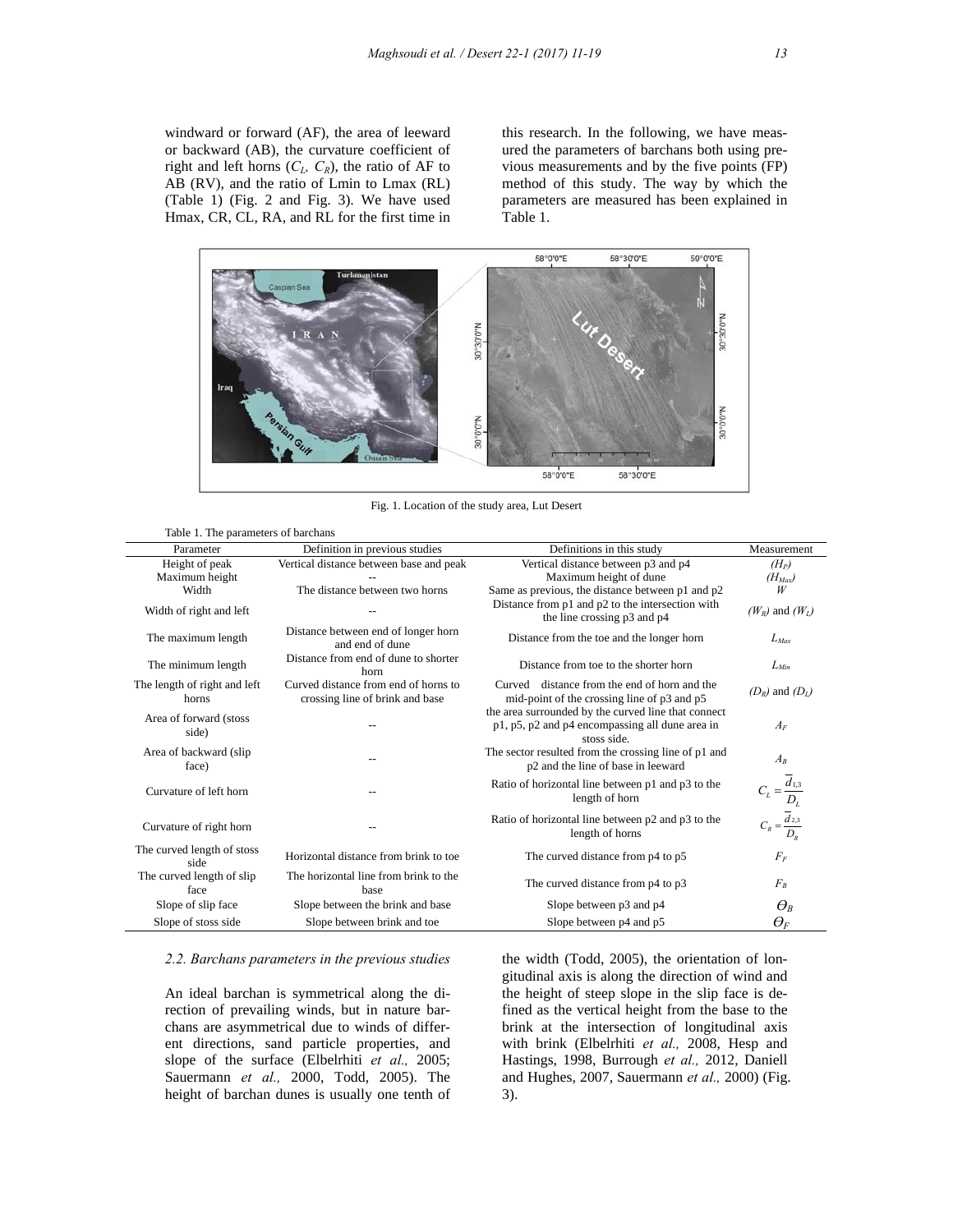windward or forward (AF), the area of leeward or backward (AB), the curvature coefficient of right and left horns ($C_L$, $C_R$), the ratio of AF to AB (RV), and the ratio of Lmin to Lmax (RL) (Table 1) (Fig. 2 and Fig. 3). We have used Hmax, CR, CL, RA, and RL for the first time in this research. In the following, we have measured the parameters of barchans both using previous measurements and by the five points (FP) method of this study. The way by which the parameters are measured has been explained in Table 1.

Fig. 1. Location of the study area, Lut Desert

Table 1. The parameters of barchans

| Parameter | Definition in previous studies | Definitions in this study | Measurement |
|---|---|---|---|
| Height of peak | Vertical distance between base and peak | Vertical distance between p3 and p4 | $(H_P)$ |
| Maximum height | -- | Maximum height of dune | $(H_{Max})$ |
| Width | The distance between two horns | Same as previous, the distance between p1 and p2 | $W$ |
| Width of right and left | -- | Distance from p1 and p2 to the intersection with the line crossing p3 and p4 | $(W_R)$ and $(W_L)$ |
| The maximum length | Distance between end of longer horn and end of dune | Distance from the toe and the longer horn | $L_{Max}$ |
| The minimum length | Distance from end of dune to shorter horn | Distance from toe to the shorter horn | $L_{Min}$ |
| The length of right and left horns | Curved distance from end of horns to crossing line of brink and base | Curved distance from the end of horn and the mid-point of the crossing line of p3 and p5 | $(D_R)$ and $(D_L)$ |
| Area of forward (stoss side) | -- | the area surrounded by the curved line that connect p1, p5, p2 and p4 encompassing all dune area in stoss side. | $A_F$ |
| Area of backward (slip face) | -- | The sector resulted from the crossing line of p1 and p2 and the line of base in leeward | $A_B$ |
| Curvature of left horn | -- | Ratio of horizontal line between p1 and p3 to the length of horn | $C_L = \frac{\overline{d}_{1,3}}{D_L}$ |
| Curvature of right horn | -- | Ratio of horizontal line between p2 and p3 to the length of horns | $C_R = \frac{\overline{d}_{2,3}}{D_R}$ |
| The curved length of stoss side | Horizontal distance from brink to toe | The curved distance from p4 to p5 | $F_F$ |
| The curved length of slip face | The horizontal line from brink to the base | The curved distance from p4 to p3 | $F_B$ |
| Slope of slip face | Slope between the brink and base | Slope between p3 and p4 | $\Theta_B$ |
| Slope of stoss side | Slope between brink and toe | Slope between p4 and p5 | $\Theta_F$ |

### *2.2. Barchans parameters in the previous studies*

An ideal barchan is symmetrical along the direction of prevailing winds, but in nature barchans are asymmetrical due to winds of different directions, sand particle properties, and slope of the surface (Elbelrhiti *et al.,* 2005; Sauermann *et al.,* 2000, Todd, 2005). The height of barchan dunes is usually one tenth of the width (Todd, 2005), the orientation of longitudinal axis is along the direction of wind and the height of steep slope in the slip face is defined as the vertical height from the base to the brink at the intersection of longitudinal axis with brink (Elbelrhiti *et al.,* 2008, Hesp and Hastings, 1998, Burrough *et al.,* 2012, Daniell and Hughes, 2007, Sauermann *et al.,* 2000) (Fig. 3).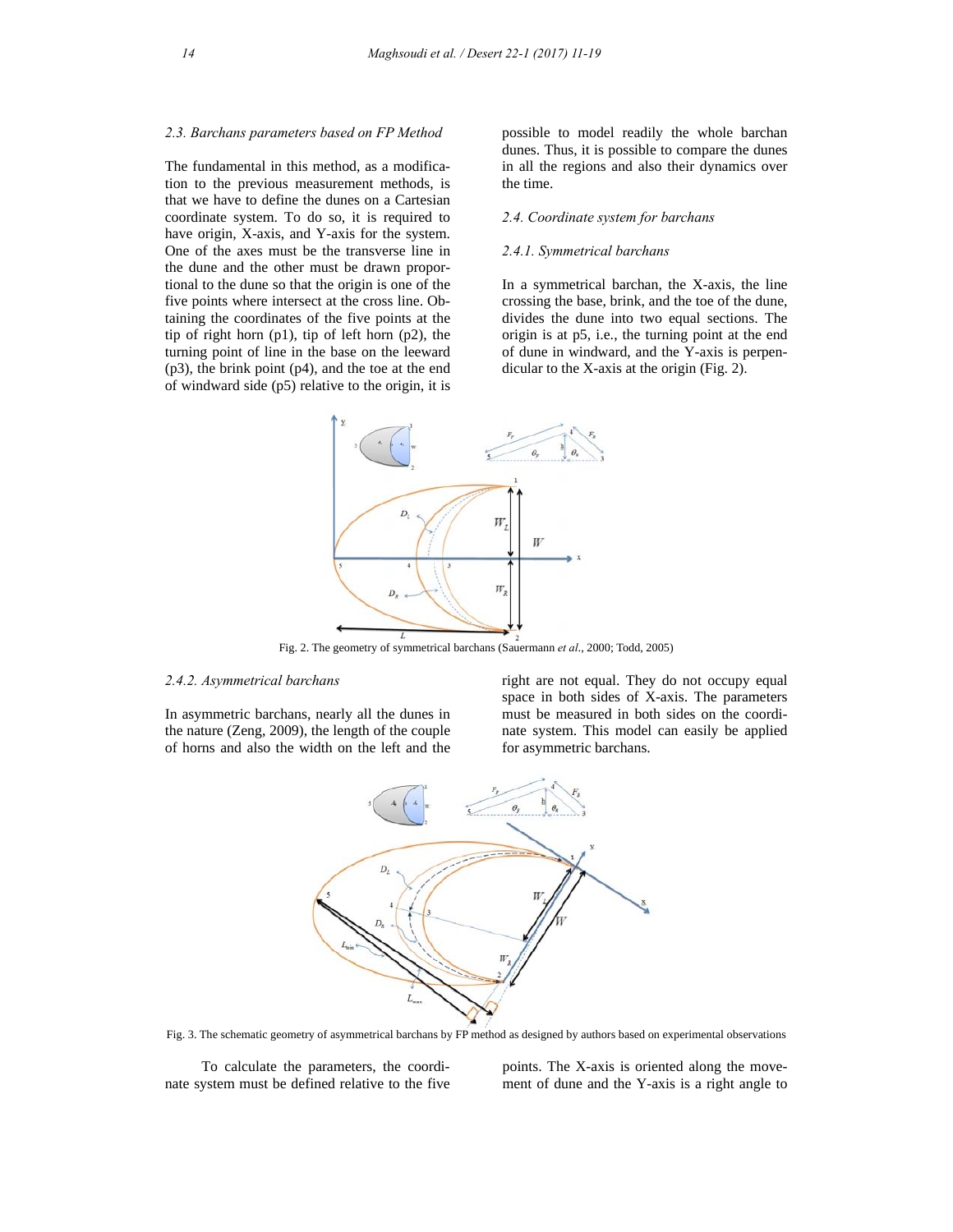### 2.3. Barchans parameters based on FP Method

The fundamental in this method, as a modification to the previous measurement methods, is that we have to define the dunes on a Cartesian coordinate system. To do so, it is required to have origin, X-axis, and Y-axis for the system. One of the axes must be the transverse line in the dune and the other must be drawn proportional to the dune so that the origin is one of the five points where intersect at the cross line. Obtaining the coordinates of the five points at the tip of right horn (p1), tip of left horn (p2), the turning point of line in the base on the leeward (p3), the brink point (p4), and the toe at the end of windward side (p5) relative to the origin, it is possible to model readily the whole barchan dunes. Thus, it is possible to compare the dunes in all the regions and also their dynamics over the time.

### 2.4. Coordinate system for barchans

#### 2.4.1. Symmetrical barchans

In a symmetrical barchan, the X-axis, the line crossing the base, brink, and the toe of the dune, divides the dune into two equal sections. The origin is at p5, i.e., the turning point at the end of dune in windward, and the Y-axis is perpendicular to the X-axis at the origin (Fig. 2).

Fig. 2. The geometry of symmetrical barchans (Sauermann *et al.*, 2000; Todd, 2005)

#### 2.4.2. Asymmetrical barchans

In asymmetric barchans, nearly all the dunes in the nature (Zeng, 2009), the length of the couple of horns and also the width on the left and the right are not equal. They do not occupy equal space in both sides of X-axis. The parameters must be measured in both sides on the coordinate system. This model can easily be applied for asymmetric barchans.

Fig. 3. The schematic geometry of asymmetrical barchans by FP method as designed by authors based on experimental observations

To calculate the parameters, the coordinate system must be defined relative to the five points. The X-axis is oriented along the movement of dune and the Y-axis is a right angle to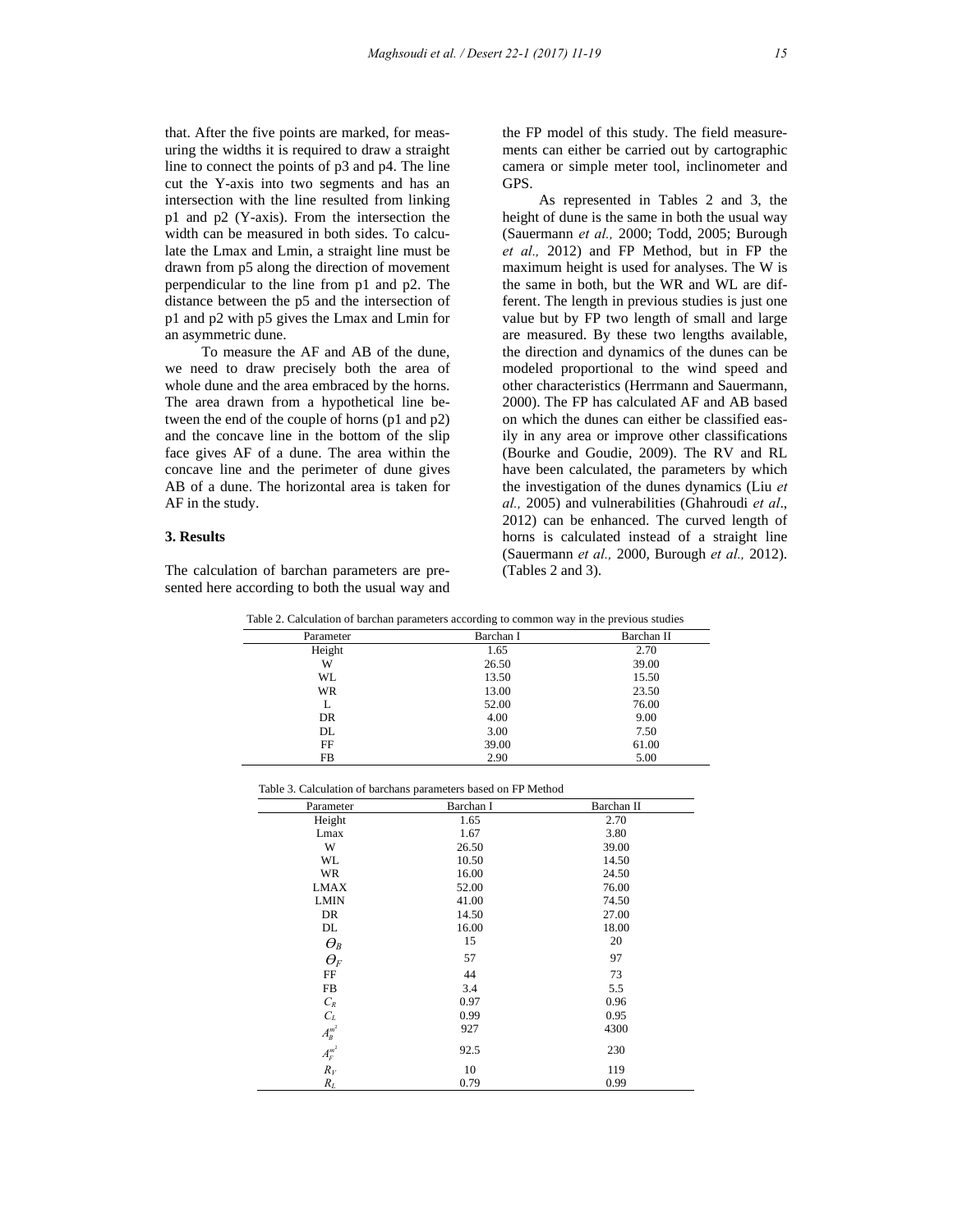that. After the five points are marked, for measuring the widths it is required to draw a straight line to connect the points of p3 and p4. The line cut the Y-axis into two segments and has an intersection with the line resulted from linking p1 and p2 (Y-axis). From the intersection the width can be measured in both sides. To calculate the Lmax and Lmin, a straight line must be drawn from p5 along the direction of movement perpendicular to the line from p1 and p2. The distance between the p5 and the intersection of p1 and p2 with p5 gives the Lmax and Lmin for an asymmetric dune.

To measure the AF and AB of the dune, we need to draw precisely both the area of whole dune and the area embraced by the horns. The area drawn from a hypothetical line between the end of the couple of horns (p1 and p2) and the concave line in the bottom of the slip face gives AF of a dune. The area within the concave line and the perimeter of dune gives AB of a dune. The horizontal area is taken for AF in the study.

## 3. Results

The calculation of barchan parameters are presented here according to both the usual way and the FP model of this study. The field measurements can either be carried out by cartographic camera or simple meter tool, inclinometer and GPS.

As represented in Tables 2 and 3, the height of dune is the same in both the usual way (Sauermann *et al.,* 2000; Todd, 2005; Burough *et al.,* 2012) and FP Method, but in FP the maximum height is used for analyses. The W is the same in both, but the WR and WL are different. The length in previous studies is just one value but by FP two length of small and large are measured. By these two lengths available, the direction and dynamics of the dunes can be modeled proportional to the wind speed and other characteristics (Herrmann and Sauermann, 2000). The FP has calculated AF and AB based on which the dunes can either be classified easily in any area or improve other classifications (Bourke and Goudie, 2009). The RV and RL have been calculated, the parameters by which the investigation of the dunes dynamics (Liu *et al.,* 2005) and vulnerabilities (Ghahroudi *et al*., 2012) can be enhanced. The curved length of horns is calculated instead of a straight line (Sauermann *et al.,* 2000, Burough *et al.,* 2012). (Tables 2 and 3).

Table 2. Calculation of barchan parameters according to common way in the previous studies

| Parameter | Barchan I | Barchan II |
|---|---|---|
| Height | 1.65 | 2.70 |
| W | 26.50 | 39.00 |
| WL | 13.50 | 15.50 |
| WR | 13.00 | 23.50 |
| L | 52.00 | 76.00 |
| DR | 4.00 | 9.00 |
| DL | 3.00 | 7.50 |
| FF | 39.00 | 61.00 |
| FB | 2.90 | 5.00 |

Table 3. Calculation of barchans parameters based on FP Method

| Parameter | Barchan I | Barchan II |
|---|---|---|
| Height | 1.65 | 2.70 |
| Lmax | 1.67 | 3.80 |
| W | 26.50 | 39.00 |
| WL | 10.50 | 14.50 |
| WR | 16.00 | 24.50 |
| LMAX | 52.00 | 76.00 |
| LMIN | 41.00 | 74.50 |
| DR | 14.50 | 27.00 |
| DL | 16.00 | 18.00 |
| $\Theta_B$ | 15 | 20 |
| $\Theta_F$ | 57 | 97 |
| FF | 44 | 73 |
| FB | 3.4 | 5.5 |
| $C_R$ | 0.97 | 0.96 |
| $C_L$ | 0.99 | 0.95 |
| $A_B^{m^2}$ | 927 | 4300 |
| $A_F^{m^2}$ | 92.5 | 230 |
| $R_V$ | 10 | 119 |
| $R_L$ | 0.79 | 0.99 |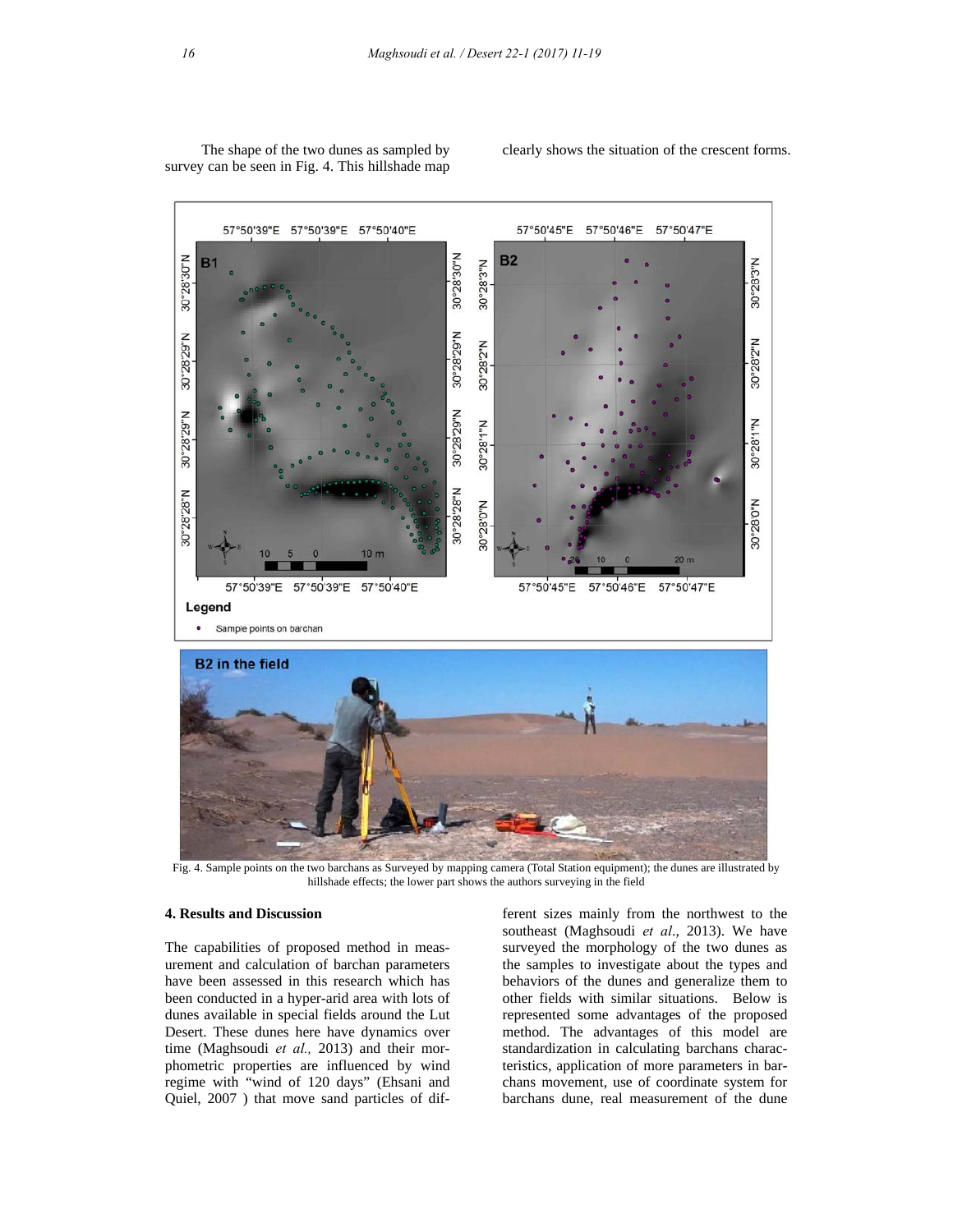The shape of the two dunes as sampled by survey can be seen in Fig. 4. This hillshade map clearly shows the situation of the crescent forms.

Fig. 4. Sample points on the two barchans as Surveyed by mapping camera (Total Station equipment); the dunes are illustrated by hillshade effects; the lower part shows the authors surveying in the field

## 4. Results and Discussion

The capabilities of proposed method in measurement and calculation of barchan parameters have been assessed in this research which has been conducted in a hyper-arid area with lots of dunes available in special fields around the Lut Desert. These dunes here have dynamics over time (Maghsoudi *et al.,* 2013) and their morphometric properties are influenced by wind regime with "wind of 120 days" (Ehsani and Quiel, 2007 ) that move sand particles of different sizes mainly from the northwest to the southeast (Maghsoudi *et al*., 2013). We have surveyed the morphology of the two dunes as the samples to investigate about the types and behaviors of the dunes and generalize them to other fields with similar situations. Below is represented some advantages of the proposed method. The advantages of this model are standardization in calculating barchans characteristics, application of more parameters in barchans movement, use of coordinate system for barchans dune, real measurement of the dune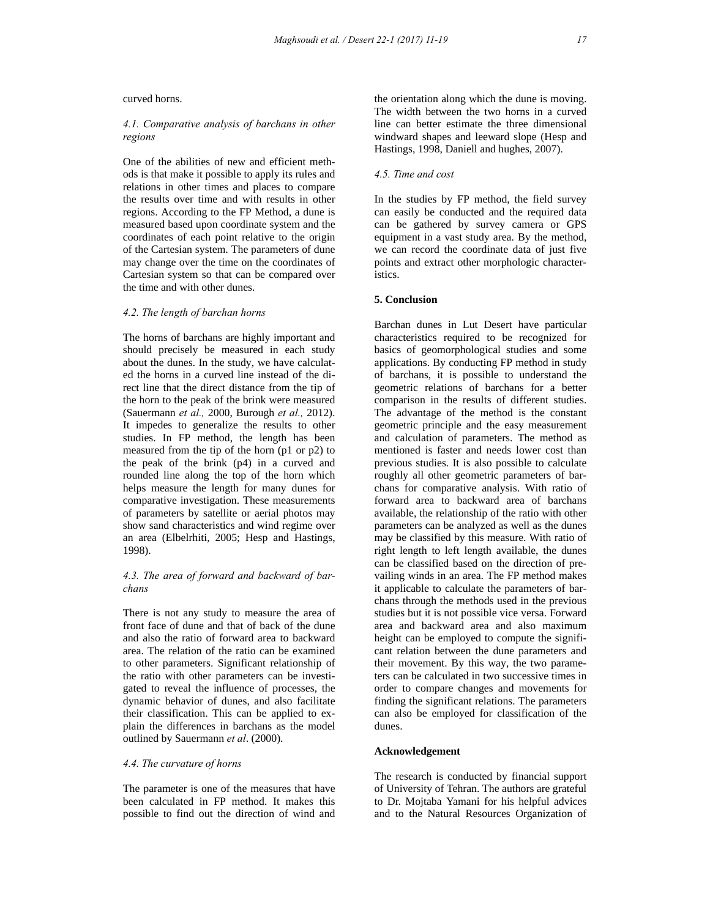curved horns.

### 4.1. Comparative analysis of barchans in other regions

One of the abilities of new and efficient methods is that make it possible to apply its rules and relations in other times and places to compare the results over time and with results in other regions. According to the FP Method, a dune is measured based upon coordinate system and the coordinates of each point relative to the origin of the Cartesian system. The parameters of dune may change over the time on the coordinates of Cartesian system so that can be compared over the time and with other dunes.

### 4.2. The length of barchan horns

The horns of barchans are highly important and should precisely be measured in each study about the dunes. In the study, we have calculated the horns in a curved line instead of the direct line that the direct distance from the tip of the horn to the peak of the brink were measured (Sauermann *et al.,* 2000, Burough *et al.,* 2012). It impedes to generalize the results to other studies. In FP method, the length has been measured from the tip of the horn (p1 or p2) to the peak of the brink (p4) in a curved and rounded line along the top of the horn which helps measure the length for many dunes for comparative investigation. These measurements of parameters by satellite or aerial photos may show sand characteristics and wind regime over an area (Elbelrhiti, 2005; Hesp and Hastings, 1998).

### 4.3. The area of forward and backward of barchans

There is not any study to measure the area of front face of dune and that of back of the dune and also the ratio of forward area to backward area. The relation of the ratio can be examined to other parameters. Significant relationship of the ratio with other parameters can be investigated to reveal the influence of processes, the dynamic behavior of dunes, and also facilitate their classification. This can be applied to explain the differences in barchans as the model outlined by Sauermann *et al*. (2000).

### 4.4. The curvature of horns

The parameter is one of the measures that have been calculated in FP method. It makes this possible to find out the direction of wind and the orientation along which the dune is moving. The width between the two horns in a curved line can better estimate the three dimensional windward shapes and leeward slope (Hesp and Hastings, 1998, Daniell and hughes, 2007).

### 4.5. Time and cost

In the studies by FP method, the field survey can easily be conducted and the required data can be gathered by survey camera or GPS equipment in a vast study area. By the method, we can record the coordinate data of just five points and extract other morphologic characteristics.

## 5. Conclusion

Barchan dunes in Lut Desert have particular characteristics required to be recognized for basics of geomorphological studies and some applications. By conducting FP method in study of barchans, it is possible to understand the geometric relations of barchans for a better comparison in the results of different studies. The advantage of the method is the constant geometric principle and the easy measurement and calculation of parameters. The method as mentioned is faster and needs lower cost than previous studies. It is also possible to calculate roughly all other geometric parameters of barchans for comparative analysis. With ratio of forward area to backward area of barchans available, the relationship of the ratio with other parameters can be analyzed as well as the dunes may be classified by this measure. With ratio of right length to left length available, the dunes can be classified based on the direction of prevailing winds in an area. The FP method makes it applicable to calculate the parameters of barchans through the methods used in the previous studies but it is not possible vice versa. Forward area and backward area and also maximum height can be employed to compute the significant relation between the dune parameters and their movement. By this way, the two parameters can be calculated in two successive times in order to compare changes and movements for finding the significant relations. The parameters can also be employed for classification of the dunes.

## Acknowledgement

The research is conducted by financial support of University of Tehran. The authors are grateful to Dr. Mojtaba Yamani for his helpful advices and to the Natural Resources Organization of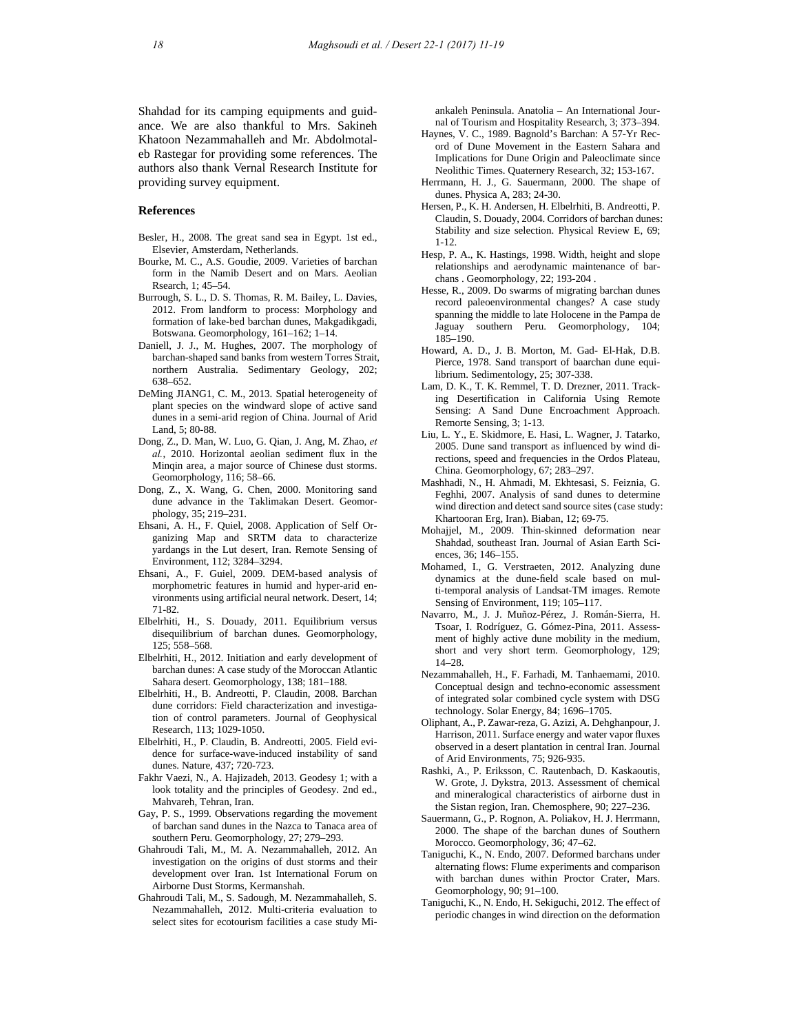Shahdad for its camping equipments and guidance. We are also thankful to Mrs. Sakineh Khatoon Nezammahalleh and Mr. Abdolmotaleb Rastegar for providing some references. The authors also thank Vernal Research Institute for providing survey equipment.

## References

Besler, H., 2008. The great sand sea in Egypt. 1st ed., Elsevier, Amsterdam, Netherlands.

Bourke, M. C., A.S. Goudie, 2009. Varieties of barchan form in the Namib Desert and on Mars. Aeolian Rsearch, 1; 45–54.

Burrough, S. L., D. S. Thomas, R. M. Bailey, L. Davies, 2012. From landform to process: Morphology and formation of lake-bed barchan dunes, Makgadikgadi, Botswana. Geomorphology, 161–162; 1–14.

Daniell, J. J., M. Hughes, 2007. The morphology of barchan-shaped sand banks from western Torres Strait, northern Australia. Sedimentary Geology, 202; 638–652.

DeMing JIANG1, C. M., 2013. Spatial heterogeneity of plant species on the windward slope of active sand dunes in a semi-arid region of China. Journal of Arid Land, 5; 80-88.

Dong, Z., D. Man, W. Luo, G. Qian, J. Ang, M. Zhao, *et al.*, 2010. Horizontal aeolian sediment flux in the Minqin area, a major source of Chinese dust storms. Geomorphology, 116; 58–66.

Dong, Z., X. Wang, G. Chen, 2000. Monitoring sand dune advance in the Taklimakan Desert. Geomorphology, 35; 219–231.

Ehsani, A. H., F. Quiel, 2008. Application of Self Organizing Map and SRTM data to characterize yardangs in the Lut desert, Iran. Remote Sensing of Environment, 112; 3284–3294.

Ehsani, A., F. Guiel, 2009. DEM-based analysis of morphometric features in humid and hyper-arid environments using artificial neural network. Desert, 14; 71-82.

Elbelrhiti, H., S. Douady, 2011. Equilibrium versus disequilibrium of barchan dunes. Geomorphology, 125; 558–568.

Elbelrhiti, H., 2012. Initiation and early development of barchan dunes: A case study of the Moroccan Atlantic Sahara desert. Geomorphology, 138; 181–188.

Elbelrhiti, H., B. Andreotti, P. Claudin, 2008. Barchan dune corridors: Field characterization and investigation of control parameters. Journal of Geophysical Research, 113; 1029-1050.

Elbelrhiti, H., P. Claudin, B. Andreotti, 2005. Field evidence for surface-wave-induced instability of sand dunes. Nature, 437; 720-723.

Fakhr Vaezi, N., A. Hajizadeh, 2013. Geodesy 1; with a look totality and the principles of Geodesy. 2nd ed., Mahvareh, Tehran, Iran.

Gay, P. S., 1999. Observations regarding the movement of barchan sand dunes in the Nazca to Tanaca area of southern Peru. Geomorphology, 27; 279–293.

Ghahroudi Tali, M., M. A. Nezammahalleh, 2012. An investigation on the origins of dust storms and their development over Iran. 1st International Forum on Airborne Dust Storms, Kermanshah.

Ghahroudi Tali, M., S. Sadough, M. Nezammahalleh, S. Nezammahalleh, 2012. Multi-criteria evaluation to select sites for ecotourism facilities a case study Miankaleh Peninsula. Anatolia – An International Journal of Tourism and Hospitality Research, 3; 373–394.

Haynes, V. C., 1989. Bagnold's Barchan: A 57-Yr Record of Dune Movement in the Eastern Sahara and Implications for Dune Origin and Paleoclimate since Neolithic Times. Quaternery Research, 32; 153-167.

Herrmann, H. J., G. Sauermann, 2000. The shape of dunes. Physica A, 283; 24-30.

Hersen, P., K. H. Andersen, H. Elbelrhiti, B. Andreotti, P. Claudin, S. Douady, 2004. Corridors of barchan dunes: Stability and size selection. Physical Review E, 69; 1-12.

Hesp, P. A., K. Hastings, 1998. Width, height and slope relationships and aerodynamic maintenance of barchans . Geomorphology, 22; 193-204 .

Hesse, R., 2009. Do swarms of migrating barchan dunes record paleoenvironmental changes? A case study spanning the middle to late Holocene in the Pampa de Jaguay southern Peru. Geomorphology, 104; 185–190.

Howard, A. D., J. B. Morton, M. Gad- El-Hak, D.B. Pierce, 1978. Sand transport of baarchan dune equilibrium. Sedimentology, 25; 307-338.

Lam, D. K., T. K. Remmel, T. D. Drezner, 2011. Tracking Desertification in California Using Remote Sensing: A Sand Dune Encroachment Approach. Remorte Sensing, 3; 1-13.

Liu, L. Y., E. Skidmore, E. Hasi, L. Wagner, J. Tatarko, 2005. Dune sand transport as influenced by wind directions, speed and frequencies in the Ordos Plateau, China. Geomorphology, 67; 283–297.

Mashhadi, N., H. Ahmadi, M. Ekhtesasi, S. Feiznia, G. Feghhi, 2007. Analysis of sand dunes to determine wind direction and detect sand source sites (case study: Khartooran Erg, Iran). Biaban, 12; 69-75.

Mohajjel, M., 2009. Thin-skinned deformation near Shahdad, southeast Iran. Journal of Asian Earth Sciences, 36; 146–155.

Mohamed, I., G. Verstraeten, 2012. Analyzing dune dynamics at the dune-field scale based on multi-temporal analysis of Landsat-TM images. Remote Sensing of Environment, 119; 105–117.

Navarro, M., J. J. Muñoz-Pérez, J. Román-Sierra, H. Tsoar, I. Rodríguez, G. Gómez-Pina, 2011. Assessment of highly active dune mobility in the medium, short and very short term. Geomorphology, 129; 14–28.

Nezammahalleh, H., F. Farhadi, M. Tanhaemami, 2010. Conceptual design and techno-economic assessment of integrated solar combined cycle system with DSG technology. Solar Energy, 84; 1696–1705.

Oliphant, A., P. Zawar-reza, G. Azizi, A. Dehghanpour, J. Harrison, 2011. Surface energy and water vapor fluxes observed in a desert plantation in central Iran. Journal of Arid Environments, 75; 926-935.

Rashki, A., P. Eriksson, C. Rautenbach, D. Kaskaoutis, W. Grote, J. Dykstra, 2013. Assessment of chemical and mineralogical characteristics of airborne dust in the Sistan region, Iran. Chemosphere, 90; 227–236.

Sauermann, G., P. Rognon, A. Poliakov, H. J. Herrmann, 2000. The shape of the barchan dunes of Southern Morocco. Geomorphology, 36; 47–62.

Taniguchi, K., N. Endo, 2007. Deformed barchans under alternating flows: Flume experiments and comparison with barchan dunes within Proctor Crater, Mars. Geomorphology, 90; 91–100.

Taniguchi, K., N. Endo, H. Sekiguchi, 2012. The effect of periodic changes in wind direction on the deformation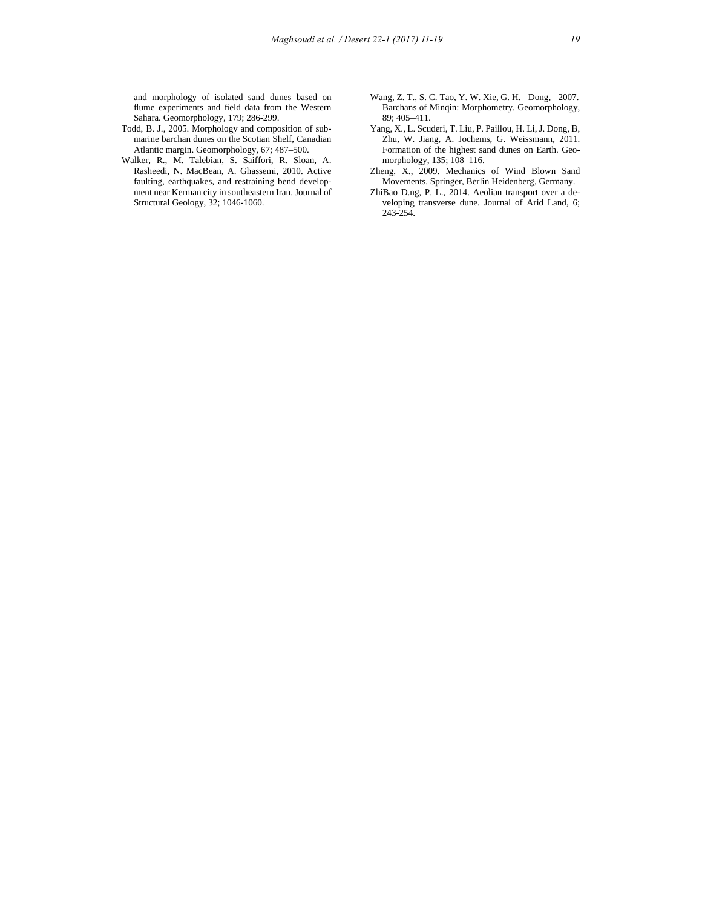and morphology of isolated sand dunes based on flume experiments and field data from the Western Sahara. Geomorphology, 179; 286-299.

Todd, B. J., 2005. Morphology and composition of submarine barchan dunes on the Scotian Shelf, Canadian Atlantic margin. Geomorphology, 67; 487–500.

Walker, R., M. Talebian, S. Saiffori, R. Sloan, A. Rasheedi, N. MacBean, A. Ghassemi, 2010. Active faulting, earthquakes, and restraining bend development near Kerman city in southeastern Iran. Journal of Structural Geology, 32; 1046-1060.

Wang, Z. T., S. C. Tao, Y. W. Xie, G. H. Dong, 2007. Barchans of Minqin: Morphometry. Geomorphology, 89; 405–411.

Yang, X., L. Scuderi, T. Liu, P. Paillou, H. Li, J. Dong, B, Zhu, W. Jiang, A. Jochems, G. Weissmann, 2011. Formation of the highest sand dunes on Earth. Geomorphology, 135; 108–116.

Zheng, X., 2009. Mechanics of Wind Blown Sand Movements. Springer, Berlin Heidenberg, Germany.

ZhiBao D.ng, P. L., 2014. Aeolian transport over a developing transverse dune. Journal of Arid Land, 6; 243-254.